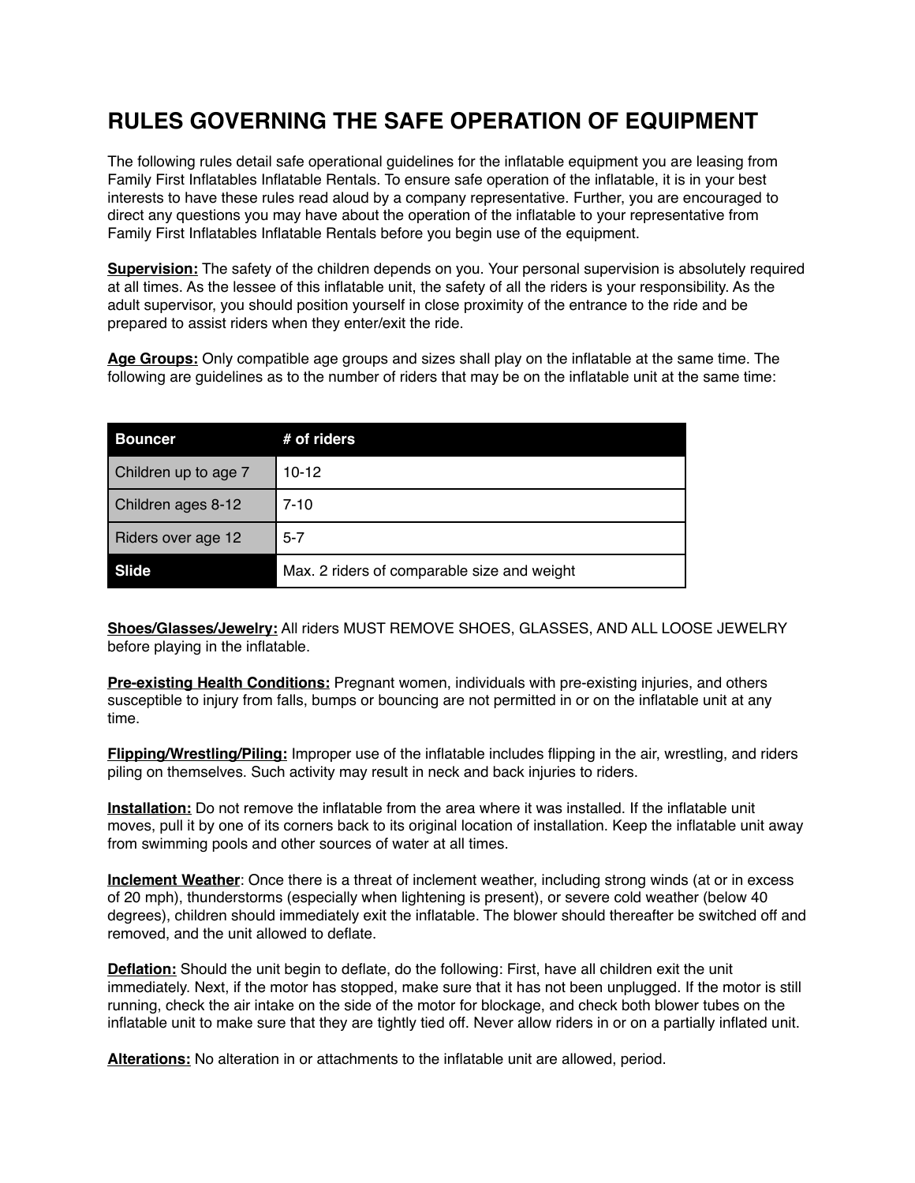# RULES GOVERNING THE SAFE OPERATION OF EQUIPMENT

The following rules detail safe operational guidelines for the inflatable equipment you are leasing from Family First Inflatables Inflatable Rentals. To ensure safe operation of the inflatable, it is in your best interests to have these rules read aloud by a company representative. Further, you are encouraged to direct any questions you may have about the operation of the inflatable to your representative from Family First Inflatables Inflatable Rentals before you begin use of the equipment.

**Supervision:** The safety of the children depends on you. Your personal supervision is absolutely required at all times. As the lessee of this inflatable unit, the safety of all the riders is your responsibility. As the adult supervisor, you should position yourself in close proximity of the entrance to the ride and be prepared to assist riders when they enter/exit the ride.

**Age Groups:** Only compatible age groups and sizes shall play on the inflatable at the same time. The following are guidelines as to the number of riders that may be on the inflatable unit at the same time:

| Bouncer | # of riders |
|---|---|
| Children up to age 7 | 10-12 |
| Children ages 8-12 | 7-10 |
| Riders over age 12 | 5-7 |
| **Slide** | Max. 2 riders of comparable size and weight |

**Shoes/Glasses/Jewelry:** All riders MUST REMOVE SHOES, GLASSES, AND ALL LOOSE JEWELRY before playing in the inflatable.

**Pre-existing Health Conditions:** Pregnant women, individuals with pre-existing injuries, and others susceptible to injury from falls, bumps or bouncing are not permitted in or on the inflatable unit at any time.

**Flipping/Wrestling/Piling:** Improper use of the inflatable includes flipping in the air, wrestling, and riders piling on themselves. Such activity may result in neck and back injuries to riders.

**Installation:** Do not remove the inflatable from the area where it was installed. If the inflatable unit moves, pull it by one of its corners back to its original location of installation. Keep the inflatable unit away from swimming pools and other sources of water at all times.

**Inclement Weather**: Once there is a threat of inclement weather, including strong winds (at or in excess of 20 mph), thunderstorms (especially when lightening is present), or severe cold weather (below 40 degrees), children should immediately exit the inflatable. The blower should thereafter be switched off and removed, and the unit allowed to deflate.

**Deflation:** Should the unit begin to deflate, do the following: First, have all children exit the unit immediately. Next, if the motor has stopped, make sure that it has not been unplugged. If the motor is still running, check the air intake on the side of the motor for blockage, and check both blower tubes on the inflatable unit to make sure that they are tightly tied off. Never allow riders in or on a partially inflated unit.

**Alterations:** No alteration in or attachments to the inflatable unit are allowed, period.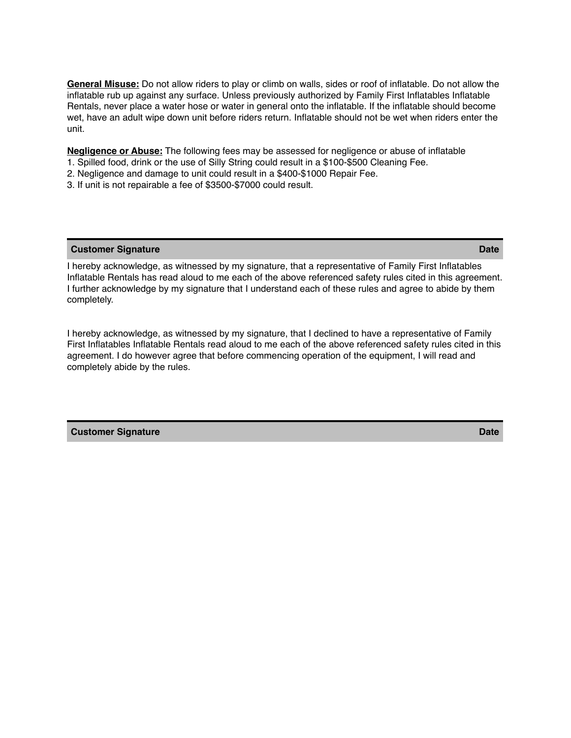**General Misuse:** Do not allow riders to play or climb on walls, sides or roof of inflatable. Do not allow the inflatable rub up against any surface. Unless previously authorized by Family First Inflatables Inflatable Rentals, never place a water hose or water in general onto the inflatable. If the inflatable should become wet, have an adult wipe down unit before riders return. Inflatable should not be wet when riders enter the unit.

**Negligence or Abuse:** The following fees may be assessed for negligence or abuse of inflatable
1. Spilled food, drink or the use of Silly String could result in a $100-$500 Cleaning Fee.
2. Negligence and damage to unit could result in a $400-$1000 Repair Fee.
3. If unit is not repairable a fee of $3500-$7000 could result.

| **Customer Signature** | **Date** |
|---|---|

I hereby acknowledge, as witnessed by my signature, that a representative of Family First Inflatables Inflatable Rentals has read aloud to me each of the above referenced safety rules cited in this agreement. I further acknowledge by my signature that I understand each of these rules and agree to abide by them completely.

I hereby acknowledge, as witnessed by my signature, that I declined to have a representative of Family First Inflatables Inflatable Rentals read aloud to me each of the above referenced safety rules cited in this agreement. I do however agree that before commencing operation of the equipment, I will read and completely abide by the rules.

| **Customer Signature** | **Date** |
|---|---|